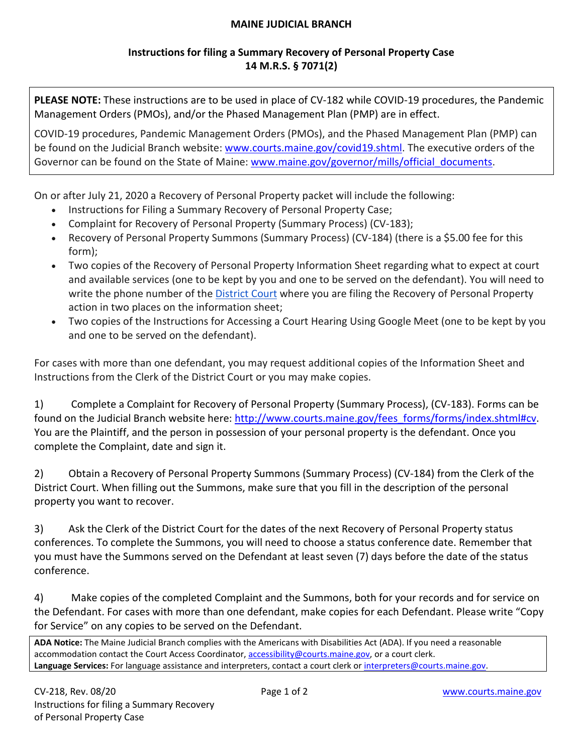**MAINE JUDICIAL BRANCH**

**Instructions for filing a Summary Recovery of Personal Property Case**
**14 M.R.S. § 7071(2)**

**PLEASE NOTE:** These instructions are to be used in place of CV-182 while COVID-19 procedures, the Pandemic Management Orders (PMOs), and/or the Phased Management Plan (PMP) are in effect.

COVID-19 procedures, Pandemic Management Orders (PMOs), and the Phased Management Plan (PMP) can be found on the Judicial Branch website: www.courts.maine.gov/covid19.shtml. The executive orders of the Governor can be found on the State of Maine: www.maine.gov/governor/mills/official_documents.

On or after July 21, 2020 a Recovery of Personal Property packet will include the following:

- Instructions for Filing a Summary Recovery of Personal Property Case;
- Complaint for Recovery of Personal Property (Summary Process) (CV-183);
- Recovery of Personal Property Summons (Summary Process) (CV-184) (there is a $5.00 fee for this form);
- Two copies of the Recovery of Personal Property Information Sheet regarding what to expect at court and available services (one to be kept by you and one to be served on the defendant). You will need to write the phone number of the District Court where you are filing the Recovery of Personal Property action in two places on the information sheet;
- Two copies of the Instructions for Accessing a Court Hearing Using Google Meet (one to be kept by you and one to be served on the defendant).

For cases with more than one defendant, you may request additional copies of the Information Sheet and Instructions from the Clerk of the District Court or you may make copies.

1) Complete a Complaint for Recovery of Personal Property (Summary Process), (CV-183). Forms can be found on the Judicial Branch website here: http://www.courts.maine.gov/fees_forms/forms/index.shtml#cv. You are the Plaintiff, and the person in possession of your personal property is the defendant. Once you complete the Complaint, date and sign it.

2) Obtain a Recovery of Personal Property Summons (Summary Process) (CV-184) from the Clerk of the District Court. When filling out the Summons, make sure that you fill in the description of the personal property you want to recover.

3) Ask the Clerk of the District Court for the dates of the next Recovery of Personal Property status conferences. To complete the Summons, you will need to choose a status conference date. Remember that you must have the Summons served on the Defendant at least seven (7) days before the date of the status conference.

4) Make copies of the completed Complaint and the Summons, both for your records and for service on the Defendant. For cases with more than one defendant, make copies for each Defendant. Please write "Copy for Service" on any copies to be served on the Defendant.

**ADA Notice:** The Maine Judicial Branch complies with the Americans with Disabilities Act (ADA). If you need a reasonable accommodation contact the Court Access Coordinator, accessibility@courts.maine.gov, or a court clerk.
**Language Services:** For language assistance and interpreters, contact a court clerk or interpreters@courts.maine.gov.

CV-218, Rev. 08/20
Instructions for filing a Summary Recovery of Personal Property Case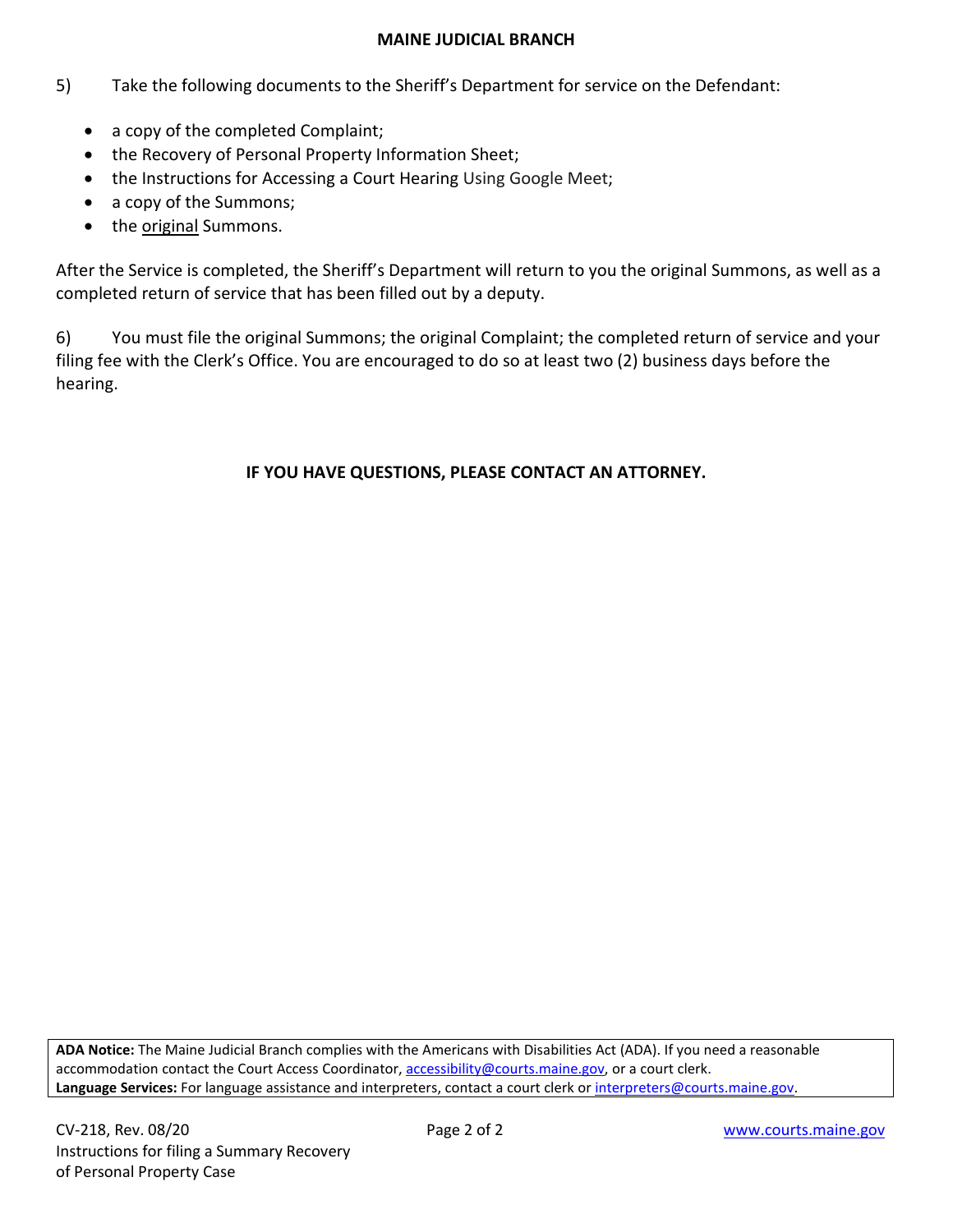5) Take the following documents to the Sheriff's Department for service on the Defendant:

- a copy of the completed Complaint;
- the Recovery of Personal Property Information Sheet;
- the Instructions for Accessing a Court Hearing Using Google Meet;
- a copy of the Summons;
- the original Summons.

After the Service is completed, the Sheriff's Department will return to you the original Summons, as well as a completed return of service that has been filled out by a deputy.

6) You must file the original Summons; the original Complaint; the completed return of service and your filing fee with the Clerk's Office. You are encouraged to do so at least two (2) business days before the hearing.

**IF YOU HAVE QUESTIONS, PLEASE CONTACT AN ATTORNEY.**

**ADA Notice:** The Maine Judicial Branch complies with the Americans with Disabilities Act (ADA). If you need a reasonable accommodation contact the Court Access Coordinator, accessibility@courts.maine.gov, or a court clerk.
**Language Services:** For language assistance and interpreters, contact a court clerk or interpreters@courts.maine.gov.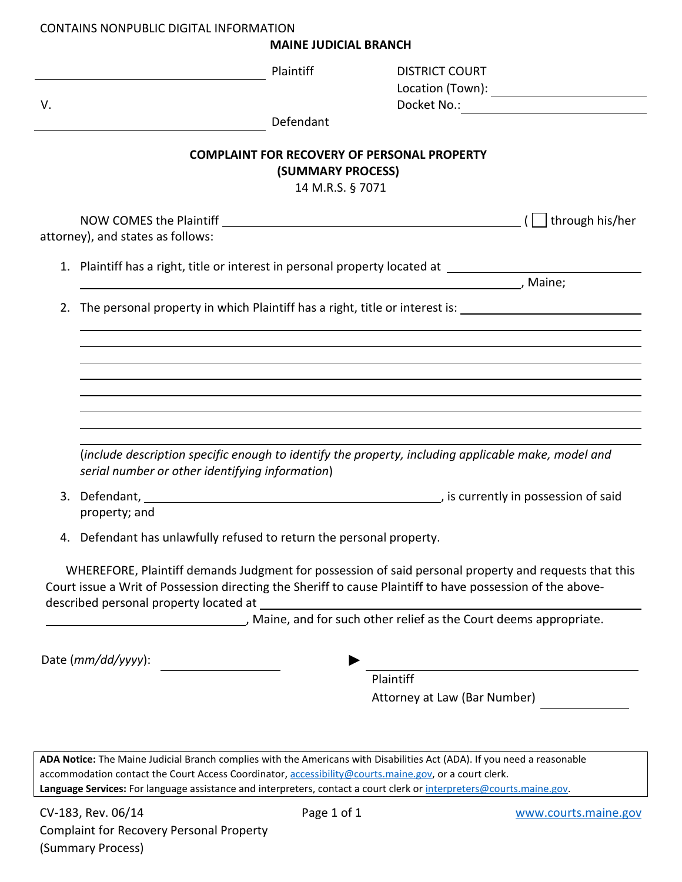CONTAINS NONPUBLIC DIGITAL INFORMATION

**MAINE JUDICIAL BRANCH**

| | | |
|---|---|---|
| ______________________________ Plaintiff | | DISTRICT COURT |
| V. | | Location (Town): ______________ |
| ______________________________ Defendant | | Docket No.: ______________ |

**COMPLAINT FOR RECOVERY OF PERSONAL PROPERTY**
**(SUMMARY PROCESS)**
14 M.R.S. § 7071

NOW COMES the Plaintiff ______________________________ ( ☐ through his/her attorney), and states as follows:

1. Plaintiff has a right, title or interest in personal property located at ______________________________ ______________________________, Maine;

2. The personal property in which Plaintiff has a right, title or interest is: ______________________________
______________________________
______________________________
______________________________
______________________________
______________________________
______________________________
______________________________
______________________________

   (*include description specific enough to identify the property, including applicable make, model and serial number or other identifying information*)

3. Defendant, ______________________________, is currently in possession of said property; and

4. Defendant has unlawfully refused to return the personal property.

WHEREFORE, Plaintiff demands Judgment for possession of said personal property and requests that this Court issue a Writ of Possession directing the Sheriff to cause Plaintiff to have possession of the above-described personal property located at ______________________________ ______________________________, Maine, and for such other relief as the Court deems appropriate.

Date (*mm/dd/yyyy*): ______________ ► ______________________________
Plaintiff
Attorney at Law (Bar Number) ______________

**ADA Notice:** The Maine Judicial Branch complies with the Americans with Disabilities Act (ADA). If you need a reasonable accommodation contact the Court Access Coordinator, accessibility@courts.maine.gov, or a court clerk.
**Language Services:** For language assistance and interpreters, contact a court clerk or interpreters@courts.maine.gov.

CV-183, Rev. 06/14
Complaint for Recovery Personal Property (Summary Process)
www.courts.maine.gov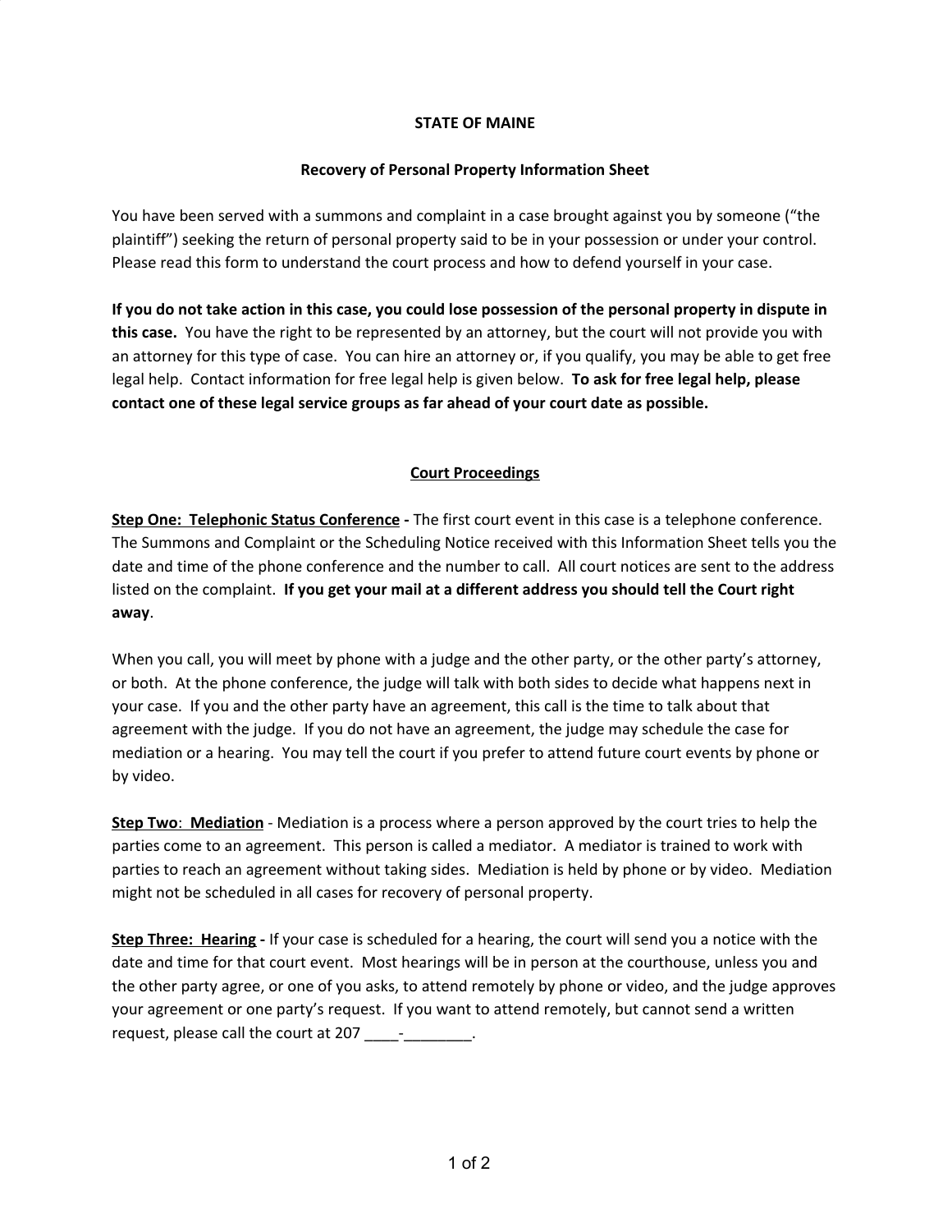**STATE OF MAINE**

**Recovery of Personal Property Information Sheet**

You have been served with a summons and complaint in a case brought against you by someone ("the plaintiff") seeking the return of personal property said to be in your possession or under your control. Please read this form to understand the court process and how to defend yourself in your case.

**If you do not take action in this case, you could lose possession of the personal property in dispute in this case.** You have the right to be represented by an attorney, but the court will not provide you with an attorney for this type of case. You can hire an attorney or, if you qualify, you may be able to get free legal help. Contact information for free legal help is given below. **To ask for free legal help, please contact one of these legal service groups as far ahead of your court date as possible.**

## Court Proceedings

**Step One: Telephonic Status Conference -** The first court event in this case is a telephone conference. The Summons and Complaint or the Scheduling Notice received with this Information Sheet tells you the date and time of the phone conference and the number to call. All court notices are sent to the address listed on the complaint. **If you get your mail at a different address you should tell the Court right away**.

When you call, you will meet by phone with a judge and the other party, or the other party's attorney, or both. At the phone conference, the judge will talk with both sides to decide what happens next in your case. If you and the other party have an agreement, this call is the time to talk about that agreement with the judge. If you do not have an agreement, the judge may schedule the case for mediation or a hearing. You may tell the court if you prefer to attend future court events by phone or by video.

**Step Two: Mediation** - Mediation is a process where a person approved by the court tries to help the parties come to an agreement. This person is called a mediator. A mediator is trained to work with parties to reach an agreement without taking sides. Mediation is held by phone or by video. Mediation might not be scheduled in all cases for recovery of personal property.

**Step Three: Hearing -** If your case is scheduled for a hearing, the court will send you a notice with the date and time for that court event. Most hearings will be in person at the courthouse, unless you and the other party agree, or one of you asks, to attend remotely by phone or video, and the judge approves your agreement or one party's request. If you want to attend remotely, but cannot send a written request, please call the court at 207 ____-________.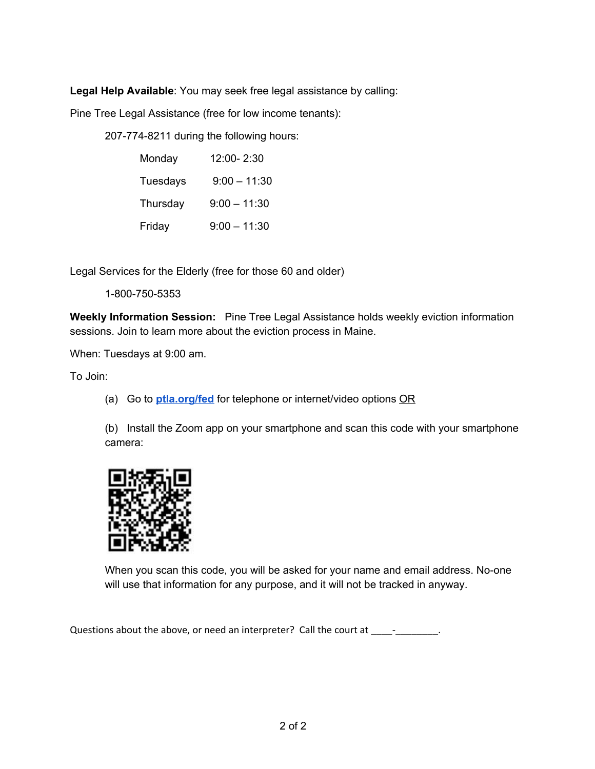**Legal Help Available**: You may seek free legal assistance by calling:

Pine Tree Legal Assistance (free for low income tenants):

207-774-8211 during the following hours:

| | |
|---|---|
| Monday | 12:00- 2:30 |
| Tuesdays | 9:00 – 11:30 |
| Thursday | 9:00 – 11:30 |
| Friday | 9:00 – 11:30 |

Legal Services for the Elderly (free for those 60 and older)

1-800-750-5353

**Weekly Information Session:** Pine Tree Legal Assistance holds weekly eviction information sessions. Join to learn more about the eviction process in Maine.

When: Tuesdays at 9:00 am.

To Join:

(a) Go to **ptla.org/fed** for telephone or internet/video options OR

(b) Install the Zoom app on your smartphone and scan this code with your smartphone camera:

When you scan this code, you will be asked for your name and email address. No-one will use that information for any purpose, and it will not be tracked in anyway.

Questions about the above, or need an interpreter? Call the court at ____-________.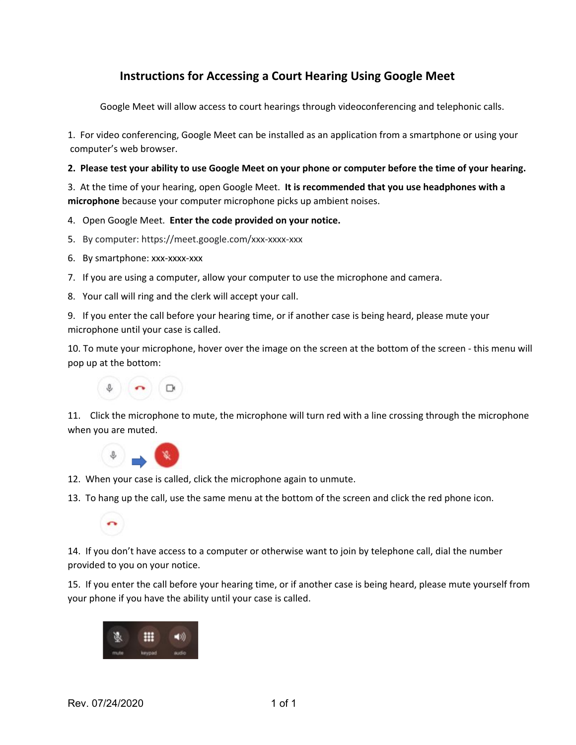# Instructions for Accessing a Court Hearing Using Google Meet

Google Meet will allow access to court hearings through videoconferencing and telephonic calls.

1. For video conferencing, Google Meet can be installed as an application from a smartphone or using your computer's web browser.

**2. Please test your ability to use Google Meet on your phone or computer before the time of your hearing.**

3. At the time of your hearing, open Google Meet. **It is recommended that you use headphones with a microphone** because your computer microphone picks up ambient noises.

4. Open Google Meet. **Enter the code provided on your notice.**

5. By computer: https://meet.google.com/xxx-xxxx-xxx

6. By smartphone: xxx-xxxx-xxx

7. If you are using a computer, allow your computer to use the microphone and camera.

8. Your call will ring and the clerk will accept your call.

9. If you enter the call before your hearing time, or if another case is being heard, please mute your microphone until your case is called.

10. To mute your microphone, hover over the image on the screen at the bottom of the screen - this menu will pop up at the bottom:

11. Click the microphone to mute, the microphone will turn red with a line crossing through the microphone when you are muted.

12. When your case is called, click the microphone again to unmute.

13. To hang up the call, use the same menu at the bottom of the screen and click the red phone icon.

14. If you don't have access to a computer or otherwise want to join by telephone call, dial the number provided to you on your notice.

15. If you enter the call before your hearing time, or if another case is being heard, please mute yourself from your phone if you have the ability until your case is called.

mute keypad audio

Rev. 07/24/2020